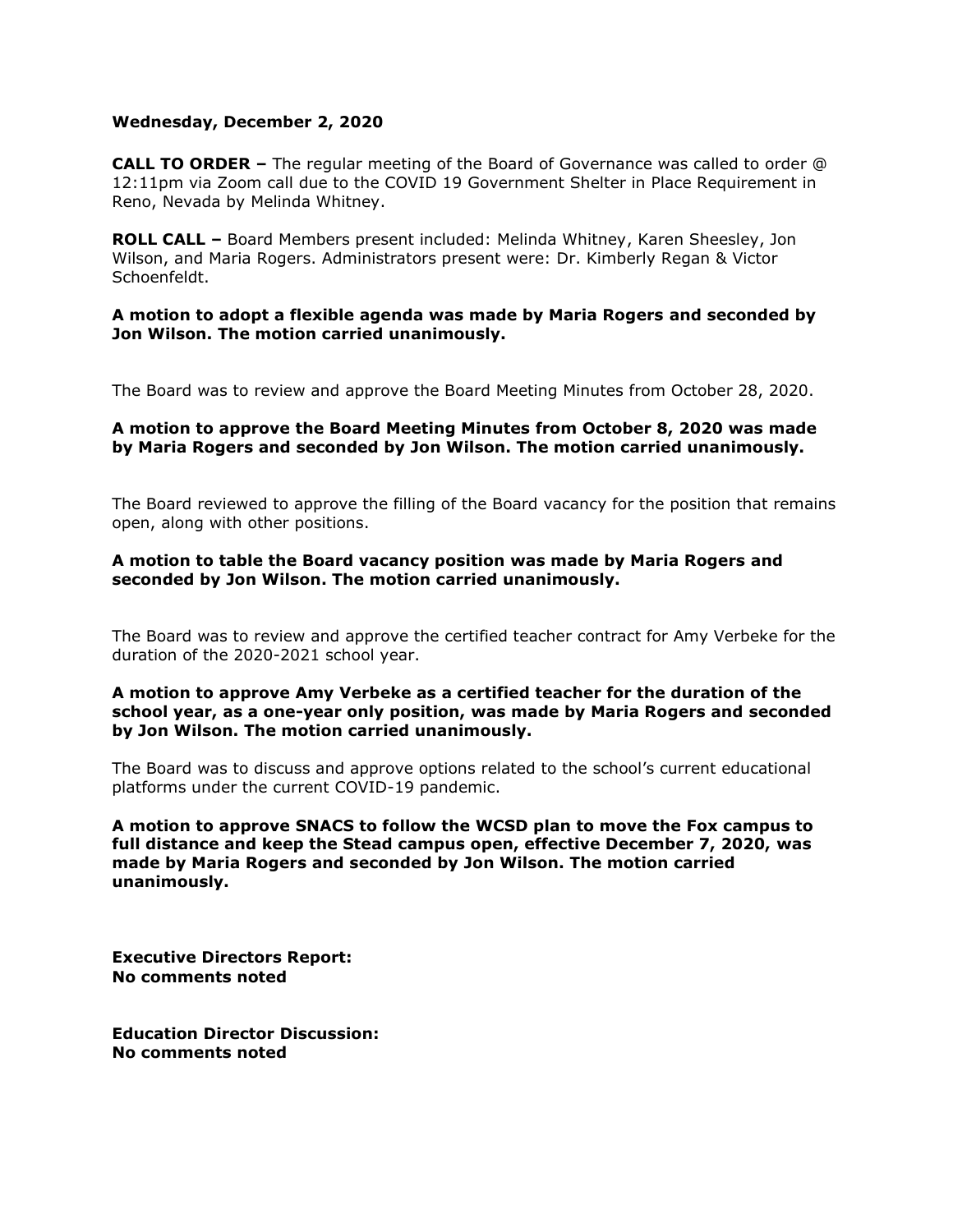**Wednesday, December 2, 2020**

**CALL TO ORDER –** The regular meeting of the Board of Governance was called to order @ 12:11pm via Zoom call due to the COVID 19 Government Shelter in Place Requirement in Reno, Nevada by Melinda Whitney.

**ROLL CALL –** Board Members present included: Melinda Whitney, Karen Sheesley, Jon Wilson, and Maria Rogers. Administrators present were: Dr. Kimberly Regan & Victor Schoenfeldt.

**A motion to adopt a flexible agenda was made by Maria Rogers and seconded by Jon Wilson. The motion carried unanimously.**

The Board was to review and approve the Board Meeting Minutes from October 28, 2020.

**A motion to approve the Board Meeting Minutes from October 8, 2020 was made by Maria Rogers and seconded by Jon Wilson. The motion carried unanimously.**

The Board reviewed to approve the filling of the Board vacancy for the position that remains open, along with other positions.

**A motion to table the Board vacancy position was made by Maria Rogers and seconded by Jon Wilson. The motion carried unanimously.**

The Board was to review and approve the certified teacher contract for Amy Verbeke for the duration of the 2020-2021 school year.

**A motion to approve Amy Verbeke as a certified teacher for the duration of the school year, as a one-year only position, was made by Maria Rogers and seconded by Jon Wilson. The motion carried unanimously.**

The Board was to discuss and approve options related to the school's current educational platforms under the current COVID-19 pandemic.

**A motion to approve SNACS to follow the WCSD plan to move the Fox campus to full distance and keep the Stead campus open, effective December 7, 2020, was made by Maria Rogers and seconded by Jon Wilson. The motion carried unanimously.**

**Executive Directors Report:**
**No comments noted**

**Education Director Discussion:**
**No comments noted**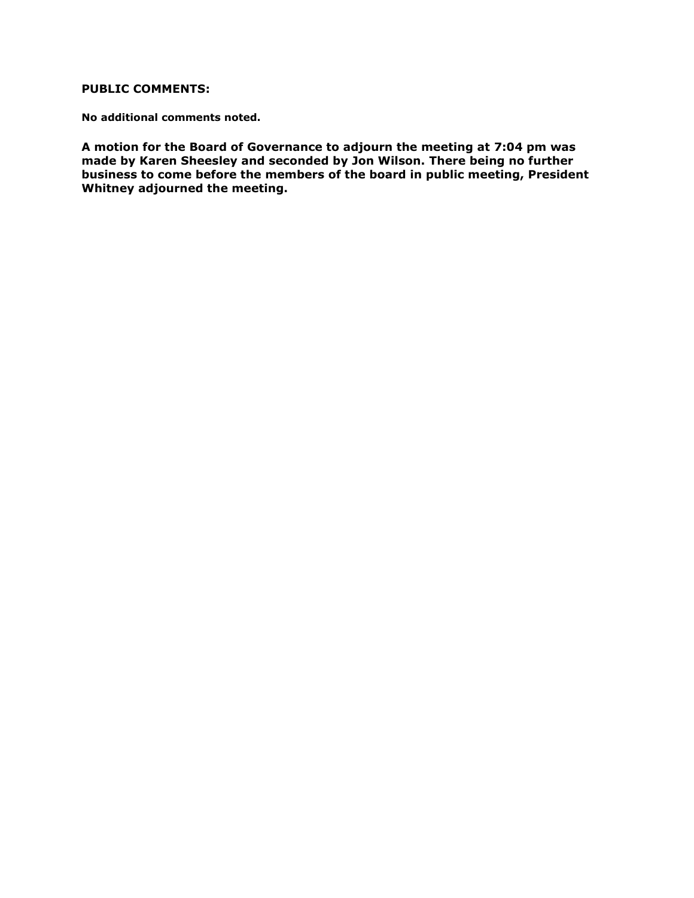**PUBLIC COMMENTS:**

**No additional comments noted.**

**A motion for the Board of Governance to adjourn the meeting at 7:04 pm was made by Karen Sheesley and seconded by Jon Wilson. There being no further business to come before the members of the board in public meeting, President Whitney adjourned the meeting.**